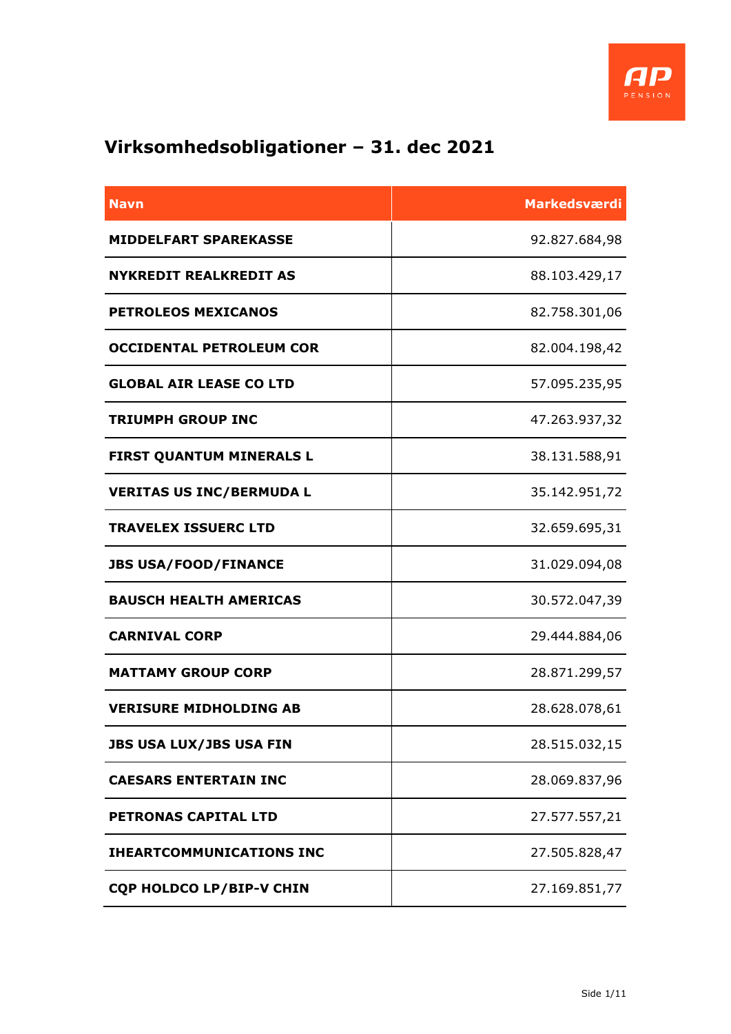# Virksomhedsobligationer – 31. dec 2021

| Navn | Markedsværdi |
|---|---:|
| MIDDELFART SPAREKASSE | 92.827.684,98 |
| NYKREDIT REALKREDIT AS | 88.103.429,17 |
| PETROLEOS MEXICANOS | 82.758.301,06 |
| OCCIDENTAL PETROLEUM COR | 82.004.198,42 |
| GLOBAL AIR LEASE CO LTD | 57.095.235,95 |
| TRIUMPH GROUP INC | 47.263.937,32 |
| FIRST QUANTUM MINERALS L | 38.131.588,91 |
| VERITAS US INC/BERMUDA L | 35.142.951,72 |
| TRAVELEX ISSUERC LTD | 32.659.695,31 |
| JBS USA/FOOD/FINANCE | 31.029.094,08 |
| BAUSCH HEALTH AMERICAS | 30.572.047,39 |
| CARNIVAL CORP | 29.444.884,06 |
| MATTAMY GROUP CORP | 28.871.299,57 |
| VERISURE MIDHOLDING AB | 28.628.078,61 |
| JBS USA LUX/JBS USA FIN | 28.515.032,15 |
| CAESARS ENTERTAIN INC | 28.069.837,96 |
| PETRONAS CAPITAL LTD | 27.577.557,21 |
| IHEARTCOMMUNICATIONS INC | 27.505.828,47 |
| CQP HOLDCO LP/BIP-V CHIN | 27.169.851,77 |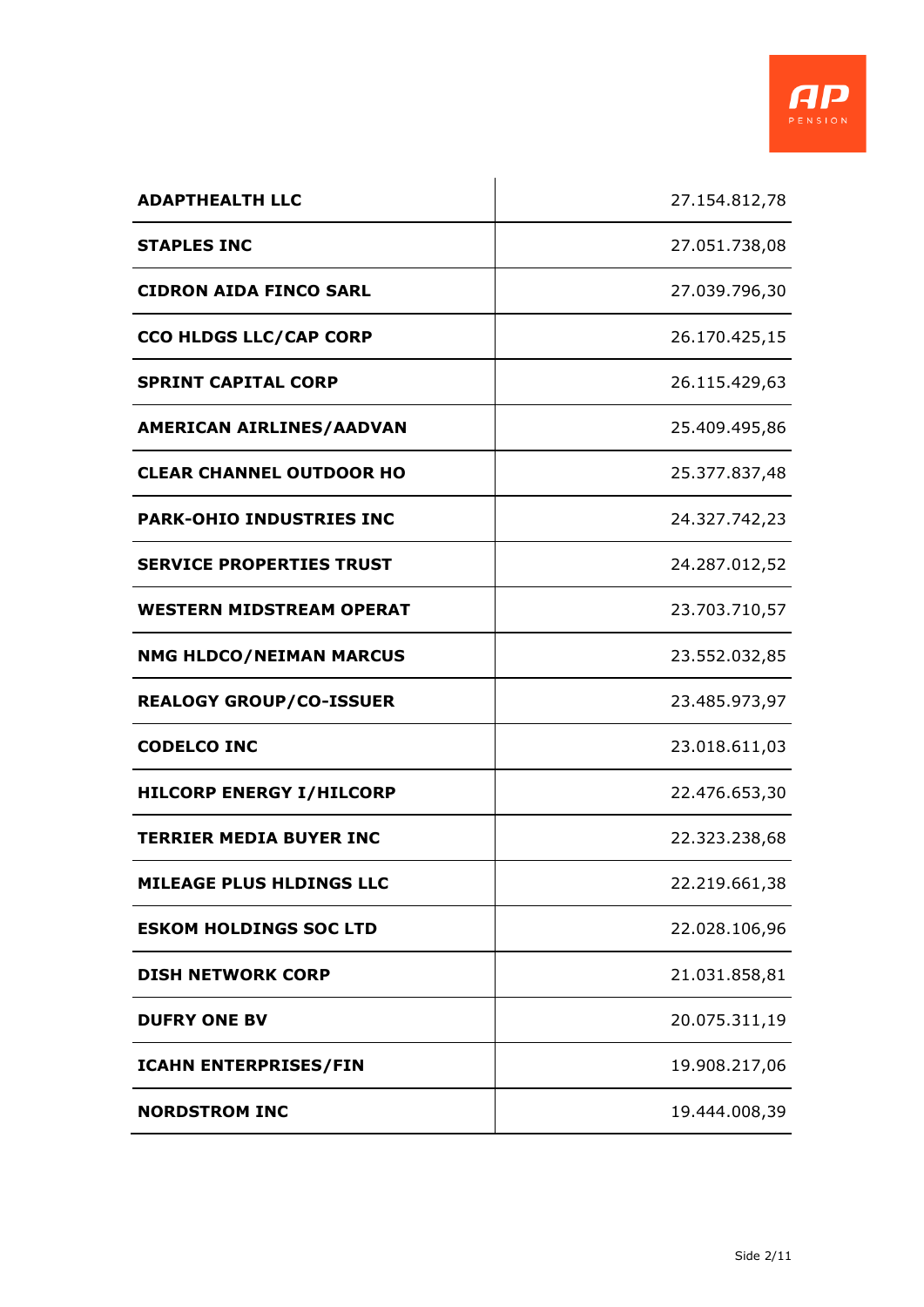| | |
|---|---|
| **ADAPTHEALTH LLC** | 27.154.812,78 |
| **STAPLES INC** | 27.051.738,08 |
| **CIDRON AIDA FINCO SARL** | 27.039.796,30 |
| **CCO HLDGS LLC/CAP CORP** | 26.170.425,15 |
| **SPRINT CAPITAL CORP** | 26.115.429,63 |
| **AMERICAN AIRLINES/AADVAN** | 25.409.495,86 |
| **CLEAR CHANNEL OUTDOOR HO** | 25.377.837,48 |
| **PARK-OHIO INDUSTRIES INC** | 24.327.742,23 |
| **SERVICE PROPERTIES TRUST** | 24.287.012,52 |
| **WESTERN MIDSTREAM OPERAT** | 23.703.710,57 |
| **NMG HLDCO/NEIMAN MARCUS** | 23.552.032,85 |
| **REALOGY GROUP/CO-ISSUER** | 23.485.973,97 |
| **CODELCO INC** | 23.018.611,03 |
| **HILCORP ENERGY I/HILCORP** | 22.476.653,30 |
| **TERRIER MEDIA BUYER INC** | 22.323.238,68 |
| **MILEAGE PLUS HLDINGS LLC** | 22.219.661,38 |
| **ESKOM HOLDINGS SOC LTD** | 22.028.106,96 |
| **DISH NETWORK CORP** | 21.031.858,81 |
| **DUFRY ONE BV** | 20.075.311,19 |
| **ICAHN ENTERPRISES/FIN** | 19.908.217,06 |
| **NORDSTROM INC** | 19.444.008,39 |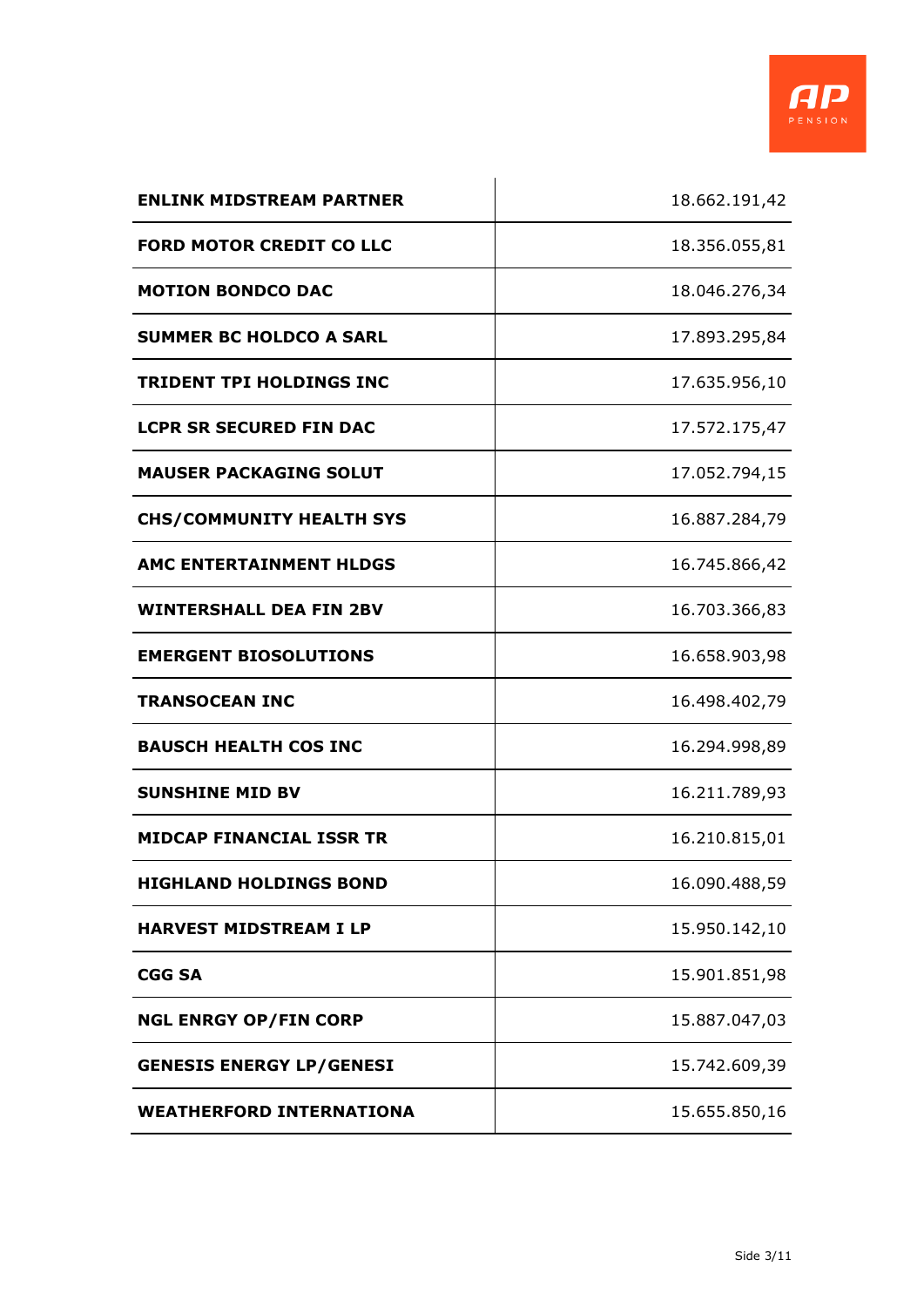| | |
|---|---|
| **ENLINK MIDSTREAM PARTNER** | 18.662.191,42 |
| **FORD MOTOR CREDIT CO LLC** | 18.356.055,81 |
| **MOTION BONDCO DAC** | 18.046.276,34 |
| **SUMMER BC HOLDCO A SARL** | 17.893.295,84 |
| **TRIDENT TPI HOLDINGS INC** | 17.635.956,10 |
| **LCPR SR SECURED FIN DAC** | 17.572.175,47 |
| **MAUSER PACKAGING SOLUT** | 17.052.794,15 |
| **CHS/COMMUNITY HEALTH SYS** | 16.887.284,79 |
| **AMC ENTERTAINMENT HLDGS** | 16.745.866,42 |
| **WINTERSHALL DEA FIN 2BV** | 16.703.366,83 |
| **EMERGENT BIOSOLUTIONS** | 16.658.903,98 |
| **TRANSOCEAN INC** | 16.498.402,79 |
| **BAUSCH HEALTH COS INC** | 16.294.998,89 |
| **SUNSHINE MID BV** | 16.211.789,93 |
| **MIDCAP FINANCIAL ISSR TR** | 16.210.815,01 |
| **HIGHLAND HOLDINGS BOND** | 16.090.488,59 |
| **HARVEST MIDSTREAM I LP** | 15.950.142,10 |
| **CGG SA** | 15.901.851,98 |
| **NGL ENRGY OP/FIN CORP** | 15.887.047,03 |
| **GENESIS ENERGY LP/GENESI** | 15.742.609,39 |
| **WEATHERFORD INTERNATIONA** | 15.655.850,16 |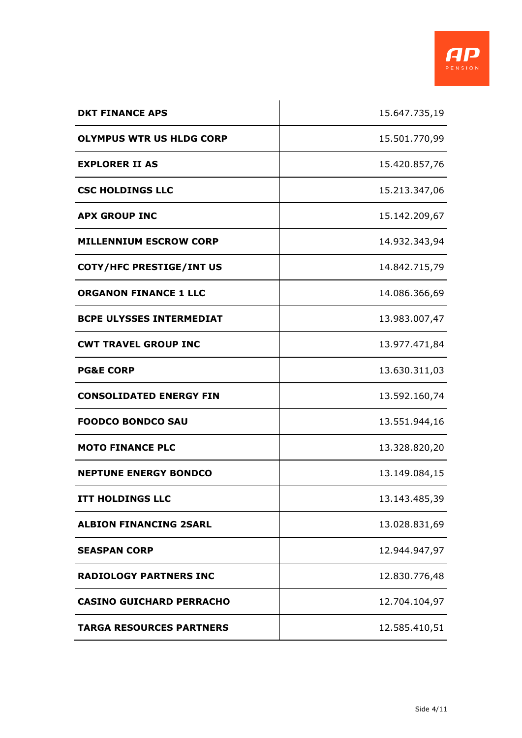| | |
|---|---|
| **DKT FINANCE APS** | 15.647.735,19 |
| **OLYMPUS WTR US HLDG CORP** | 15.501.770,99 |
| **EXPLORER II AS** | 15.420.857,76 |
| **CSC HOLDINGS LLC** | 15.213.347,06 |
| **APX GROUP INC** | 15.142.209,67 |
| **MILLENNIUM ESCROW CORP** | 14.932.343,94 |
| **COTY/HFC PRESTIGE/INT US** | 14.842.715,79 |
| **ORGANON FINANCE 1 LLC** | 14.086.366,69 |
| **BCPE ULYSSES INTERMEDIAT** | 13.983.007,47 |
| **CWT TRAVEL GROUP INC** | 13.977.471,84 |
| **PG&E CORP** | 13.630.311,03 |
| **CONSOLIDATED ENERGY FIN** | 13.592.160,74 |
| **FOODCO BONDCO SAU** | 13.551.944,16 |
| **MOTO FINANCE PLC** | 13.328.820,20 |
| **NEPTUNE ENERGY BONDCO** | 13.149.084,15 |
| **ITT HOLDINGS LLC** | 13.143.485,39 |
| **ALBION FINANCING 2SARL** | 13.028.831,69 |
| **SEASPAN CORP** | 12.944.947,97 |
| **RADIOLOGY PARTNERS INC** | 12.830.776,48 |
| **CASINO GUICHARD PERRACHO** | 12.704.104,97 |
| **TARGA RESOURCES PARTNERS** | 12.585.410,51 |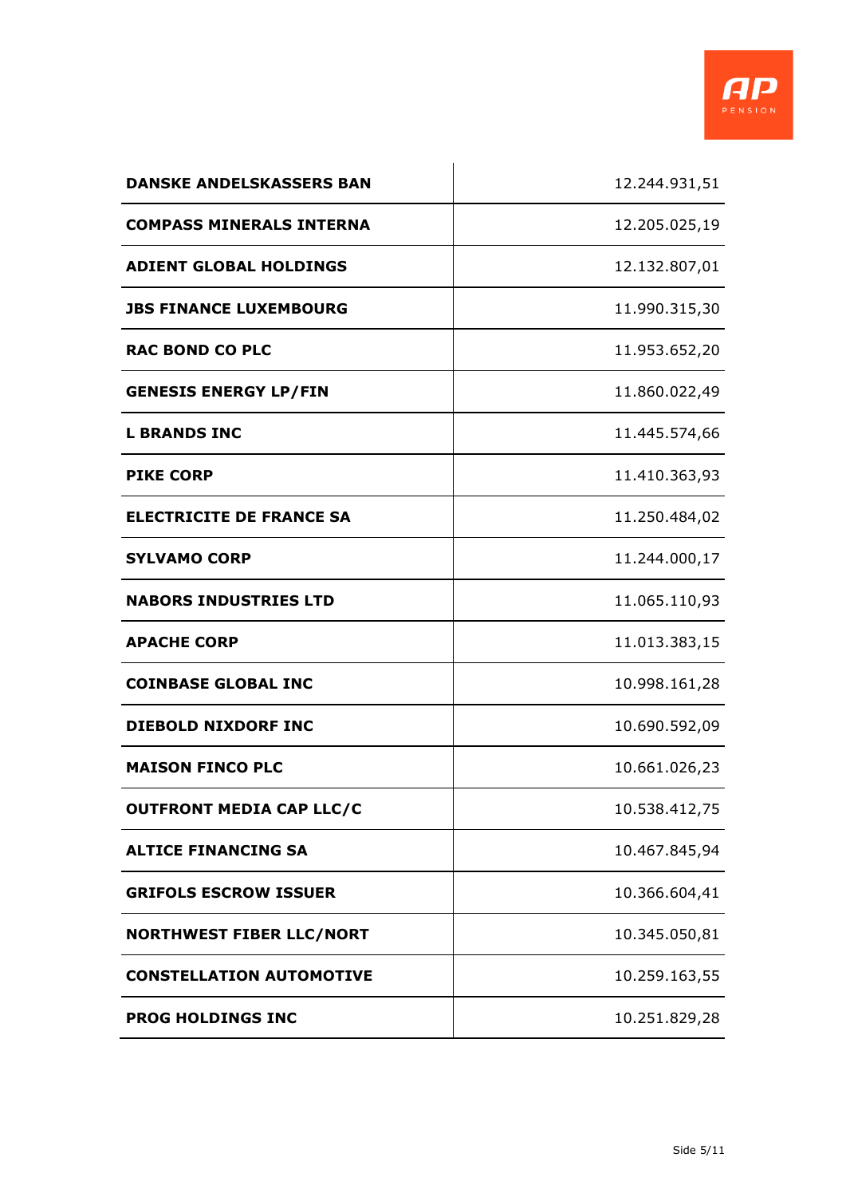| | |
|---|---|
| **DANSKE ANDELSKASSERS BAN** | 12.244.931,51 |
| **COMPASS MINERALS INTERNA** | 12.205.025,19 |
| **ADIENT GLOBAL HOLDINGS** | 12.132.807,01 |
| **JBS FINANCE LUXEMBOURG** | 11.990.315,30 |
| **RAC BOND CO PLC** | 11.953.652,20 |
| **GENESIS ENERGY LP/FIN** | 11.860.022,49 |
| **L BRANDS INC** | 11.445.574,66 |
| **PIKE CORP** | 11.410.363,93 |
| **ELECTRICITE DE FRANCE SA** | 11.250.484,02 |
| **SYLVAMO CORP** | 11.244.000,17 |
| **NABORS INDUSTRIES LTD** | 11.065.110,93 |
| **APACHE CORP** | 11.013.383,15 |
| **COINBASE GLOBAL INC** | 10.998.161,28 |
| **DIEBOLD NIXDORF INC** | 10.690.592,09 |
| **MAISON FINCO PLC** | 10.661.026,23 |
| **OUTFRONT MEDIA CAP LLC/C** | 10.538.412,75 |
| **ALTICE FINANCING SA** | 10.467.845,94 |
| **GRIFOLS ESCROW ISSUER** | 10.366.604,41 |
| **NORTHWEST FIBER LLC/NORT** | 10.345.050,81 |
| **CONSTELLATION AUTOMOTIVE** | 10.259.163,55 |
| **PROG HOLDINGS INC** | 10.251.829,28 |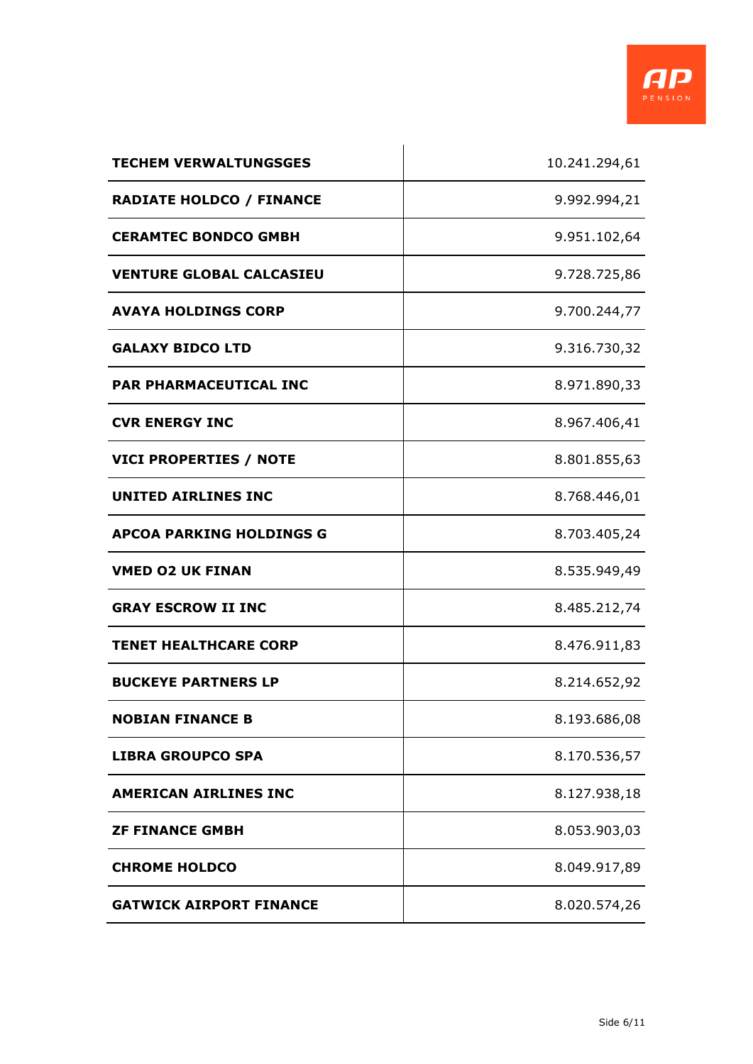| | |
|---|---|
| **TECHEM VERWALTUNGSGES** | 10.241.294,61 |
| **RADIATE HOLDCO / FINANCE** | 9.992.994,21 |
| **CERAMTEC BONDCO GMBH** | 9.951.102,64 |
| **VENTURE GLOBAL CALCASIEU** | 9.728.725,86 |
| **AVAYA HOLDINGS CORP** | 9.700.244,77 |
| **GALAXY BIDCO LTD** | 9.316.730,32 |
| **PAR PHARMACEUTICAL INC** | 8.971.890,33 |
| **CVR ENERGY INC** | 8.967.406,41 |
| **VICI PROPERTIES / NOTE** | 8.801.855,63 |
| **UNITED AIRLINES INC** | 8.768.446,01 |
| **APCOA PARKING HOLDINGS G** | 8.703.405,24 |
| **VMED O2 UK FINAN** | 8.535.949,49 |
| **GRAY ESCROW II INC** | 8.485.212,74 |
| **TENET HEALTHCARE CORP** | 8.476.911,83 |
| **BUCKEYE PARTNERS LP** | 8.214.652,92 |
| **NOBIAN FINANCE B** | 8.193.686,08 |
| **LIBRA GROUPCO SPA** | 8.170.536,57 |
| **AMERICAN AIRLINES INC** | 8.127.938,18 |
| **ZF FINANCE GMBH** | 8.053.903,03 |
| **CHROME HOLDCO** | 8.049.917,89 |
| **GATWICK AIRPORT FINANCE** | 8.020.574,26 |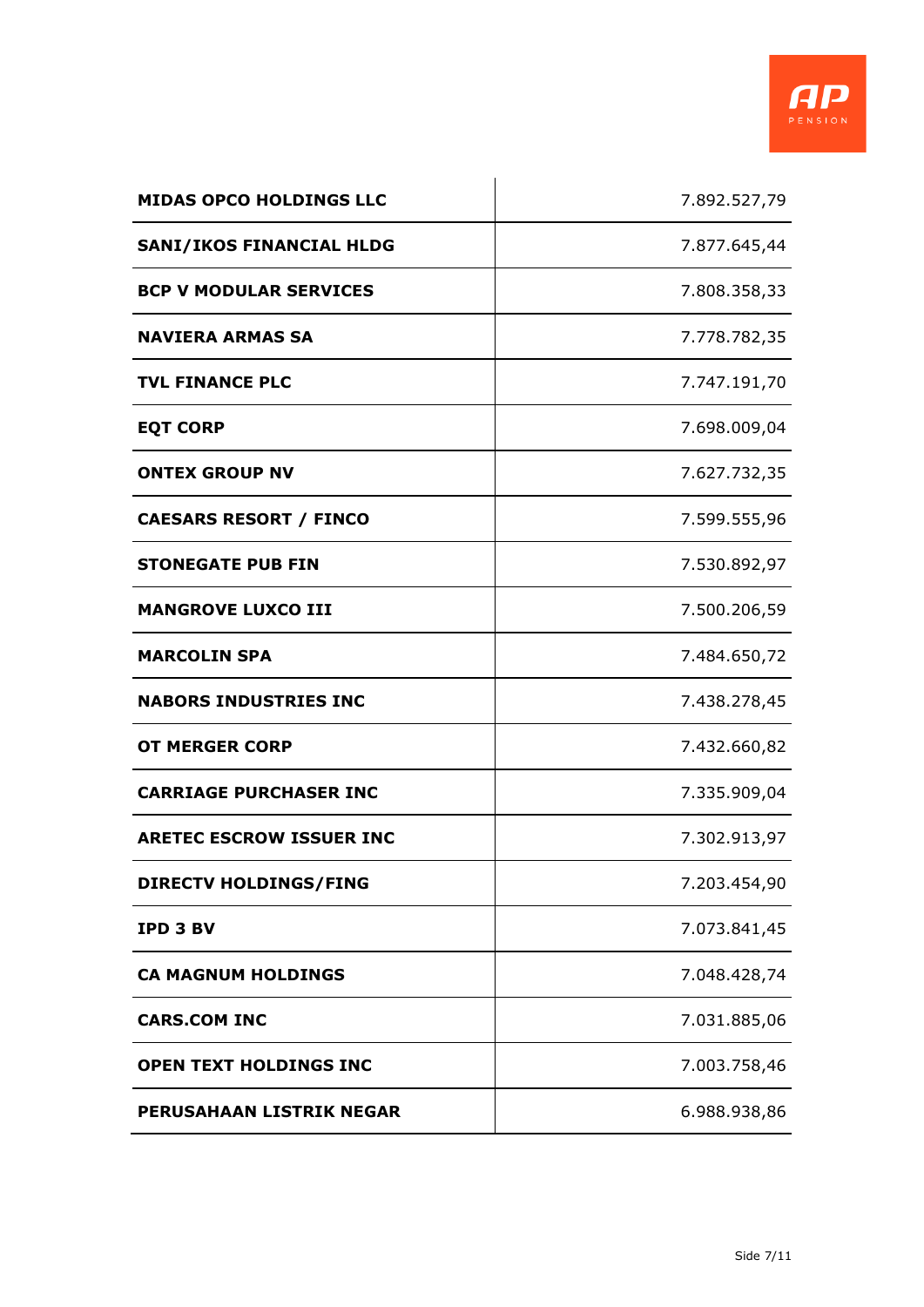| | |
|---|---|
| **MIDAS OPCO HOLDINGS LLC** | 7.892.527,79 |
| **SANI/IKOS FINANCIAL HLDG** | 7.877.645,44 |
| **BCP V MODULAR SERVICES** | 7.808.358,33 |
| **NAVIERA ARMAS SA** | 7.778.782,35 |
| **TVL FINANCE PLC** | 7.747.191,70 |
| **EQT CORP** | 7.698.009,04 |
| **ONTEX GROUP NV** | 7.627.732,35 |
| **CAESARS RESORT / FINCO** | 7.599.555,96 |
| **STONEGATE PUB FIN** | 7.530.892,97 |
| **MANGROVE LUXCO III** | 7.500.206,59 |
| **MARCOLIN SPA** | 7.484.650,72 |
| **NABORS INDUSTRIES INC** | 7.438.278,45 |
| **OT MERGER CORP** | 7.432.660,82 |
| **CARRIAGE PURCHASER INC** | 7.335.909,04 |
| **ARETEC ESCROW ISSUER INC** | 7.302.913,97 |
| **DIRECTV HOLDINGS/FING** | 7.203.454,90 |
| **IPD 3 BV** | 7.073.841,45 |
| **CA MAGNUM HOLDINGS** | 7.048.428,74 |
| **CARS.COM INC** | 7.031.885,06 |
| **OPEN TEXT HOLDINGS INC** | 7.003.758,46 |
| **PERUSAHAAN LISTRIK NEGAR** | 6.988.938,86 |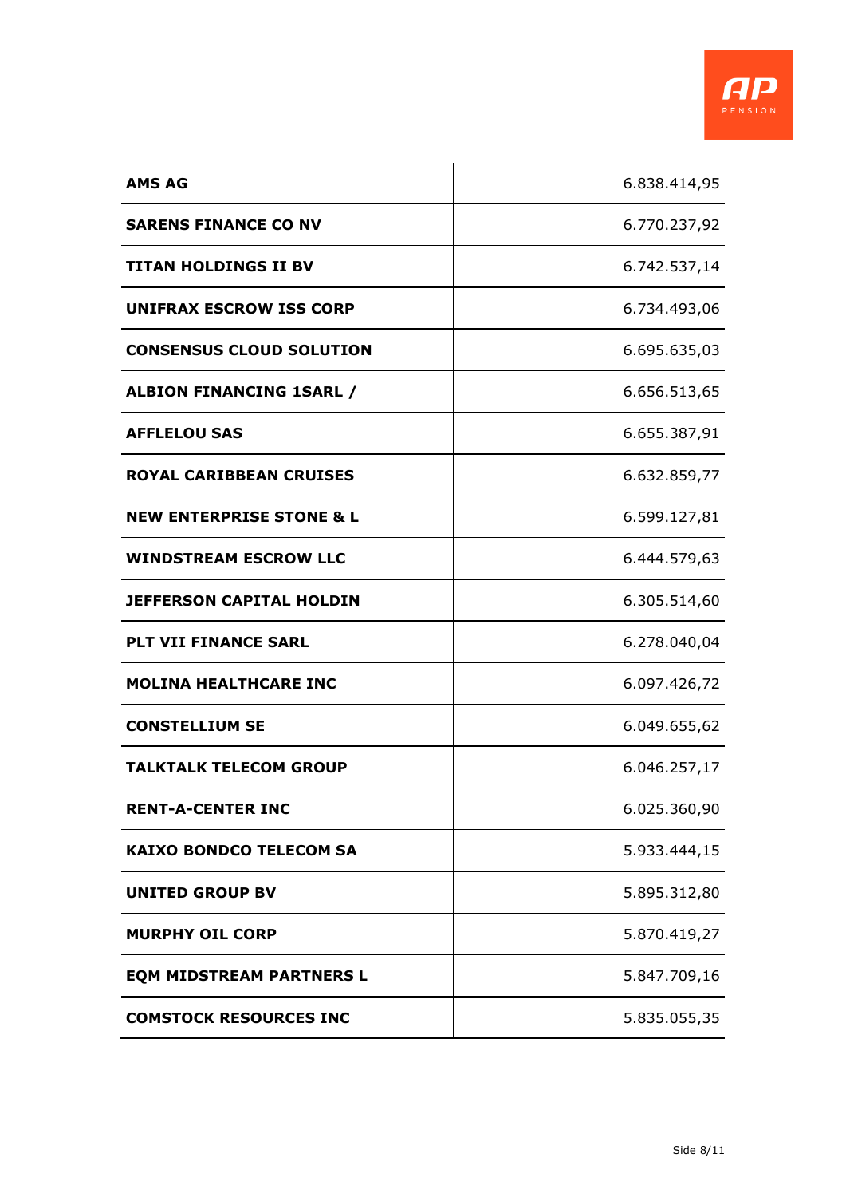| | |
|---|---|
| **AMS AG** | 6.838.414,95 |
| **SARENS FINANCE CO NV** | 6.770.237,92 |
| **TITAN HOLDINGS II BV** | 6.742.537,14 |
| **UNIFRAX ESCROW ISS CORP** | 6.734.493,06 |
| **CONSENSUS CLOUD SOLUTION** | 6.695.635,03 |
| **ALBION FINANCING 1SARL /** | 6.656.513,65 |
| **AFFLELOU SAS** | 6.655.387,91 |
| **ROYAL CARIBBEAN CRUISES** | 6.632.859,77 |
| **NEW ENTERPRISE STONE & L** | 6.599.127,81 |
| **WINDSTREAM ESCROW LLC** | 6.444.579,63 |
| **JEFFERSON CAPITAL HOLDIN** | 6.305.514,60 |
| **PLT VII FINANCE SARL** | 6.278.040,04 |
| **MOLINA HEALTHCARE INC** | 6.097.426,72 |
| **CONSTELLIUM SE** | 6.049.655,62 |
| **TALKTALK TELECOM GROUP** | 6.046.257,17 |
| **RENT-A-CENTER INC** | 6.025.360,90 |
| **KAIXO BONDCO TELECOM SA** | 5.933.444,15 |
| **UNITED GROUP BV** | 5.895.312,80 |
| **MURPHY OIL CORP** | 5.870.419,27 |
| **EQM MIDSTREAM PARTNERS L** | 5.847.709,16 |
| **COMSTOCK RESOURCES INC** | 5.835.055,35 |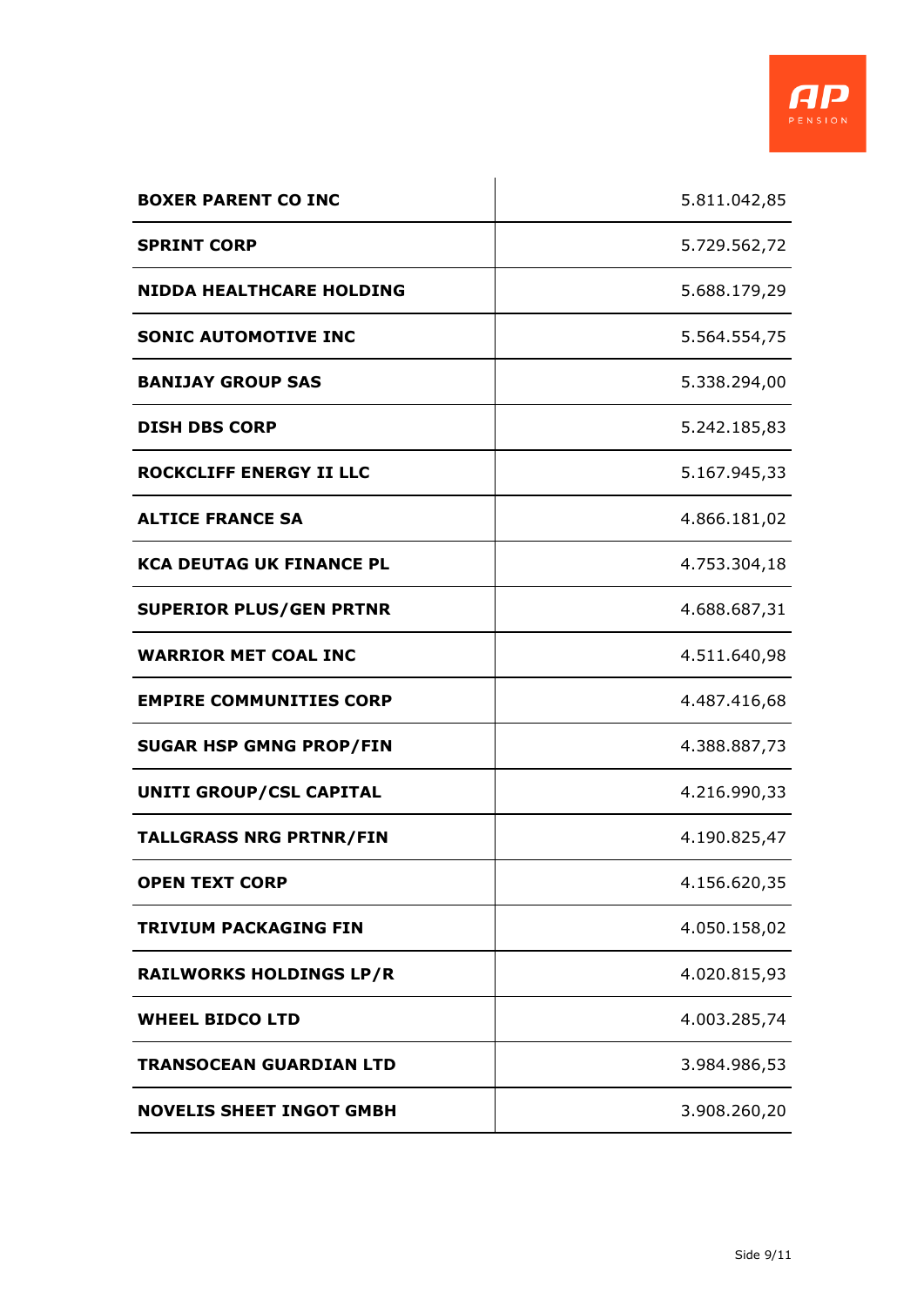| **BOXER PARENT CO INC** | 5.811.042,85 |
|---|---|
| **SPRINT CORP** | 5.729.562,72 |
| **NIDDA HEALTHCARE HOLDING** | 5.688.179,29 |
| **SONIC AUTOMOTIVE INC** | 5.564.554,75 |
| **BANIJAY GROUP SAS** | 5.338.294,00 |
| **DISH DBS CORP** | 5.242.185,83 |
| **ROCKCLIFF ENERGY II LLC** | 5.167.945,33 |
| **ALTICE FRANCE SA** | 4.866.181,02 |
| **KCA DEUTAG UK FINANCE PL** | 4.753.304,18 |
| **SUPERIOR PLUS/GEN PRTNR** | 4.688.687,31 |
| **WARRIOR MET COAL INC** | 4.511.640,98 |
| **EMPIRE COMMUNITIES CORP** | 4.487.416,68 |
| **SUGAR HSP GMNG PROP/FIN** | 4.388.887,73 |
| **UNITI GROUP/CSL CAPITAL** | 4.216.990,33 |
| **TALLGRASS NRG PRTNR/FIN** | 4.190.825,47 |
| **OPEN TEXT CORP** | 4.156.620,35 |
| **TRIVIUM PACKAGING FIN** | 4.050.158,02 |
| **RAILWORKS HOLDINGS LP/R** | 4.020.815,93 |
| **WHEEL BIDCO LTD** | 4.003.285,74 |
| **TRANSOCEAN GUARDIAN LTD** | 3.984.986,53 |
| **NOVELIS SHEET INGOT GMBH** | 3.908.260,20 |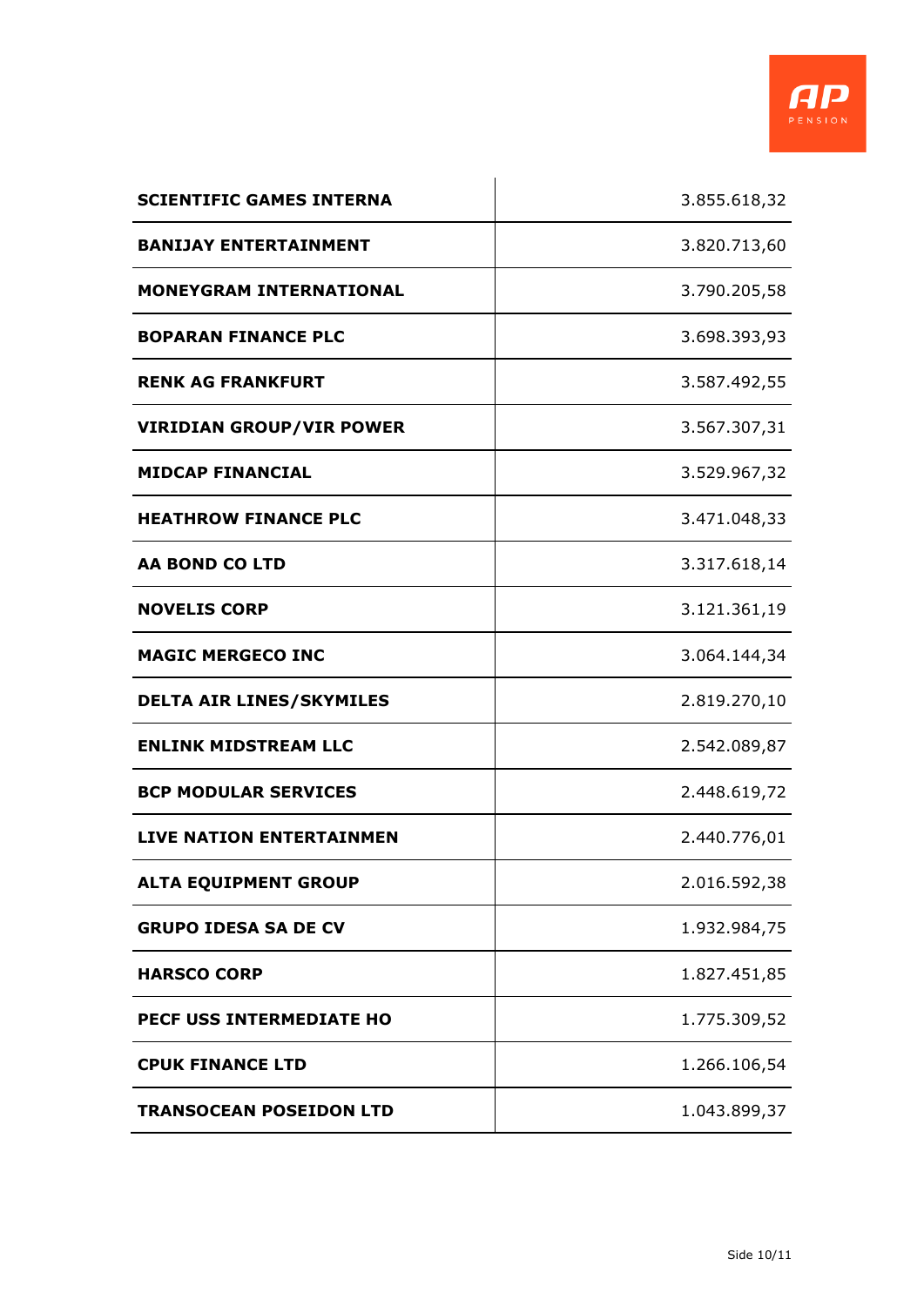| | |
|---|---|
| **SCIENTIFIC GAMES INTERNA** | 3.855.618,32 |
| **BANIJAY ENTERTAINMENT** | 3.820.713,60 |
| **MONEYGRAM INTERNATIONAL** | 3.790.205,58 |
| **BOPARAN FINANCE PLC** | 3.698.393,93 |
| **RENK AG FRANKFURT** | 3.587.492,55 |
| **VIRIDIAN GROUP/VIR POWER** | 3.567.307,31 |
| **MIDCAP FINANCIAL** | 3.529.967,32 |
| **HEATHROW FINANCE PLC** | 3.471.048,33 |
| **AA BOND CO LTD** | 3.317.618,14 |
| **NOVELIS CORP** | 3.121.361,19 |
| **MAGIC MERGECO INC** | 3.064.144,34 |
| **DELTA AIR LINES/SKYMILES** | 2.819.270,10 |
| **ENLINK MIDSTREAM LLC** | 2.542.089,87 |
| **BCP MODULAR SERVICES** | 2.448.619,72 |
| **LIVE NATION ENTERTAINMEN** | 2.440.776,01 |
| **ALTA EQUIPMENT GROUP** | 2.016.592,38 |
| **GRUPO IDESA SA DE CV** | 1.932.984,75 |
| **HARSCO CORP** | 1.827.451,85 |
| **PECF USS INTERMEDIATE HO** | 1.775.309,52 |
| **CPUK FINANCE LTD** | 1.266.106,54 |
| **TRANSOCEAN POSEIDON LTD** | 1.043.899,37 |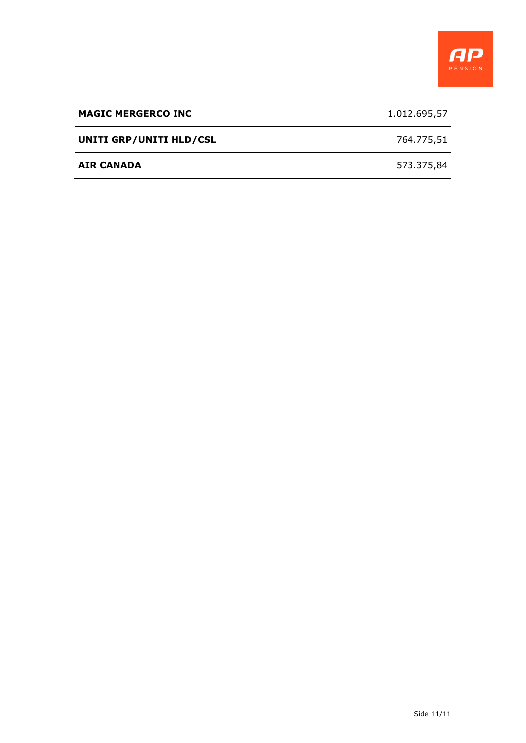| | |
|---|---|
| **MAGIC MERGERCO INC** | 1.012.695,57 |
| **UNITI GRP/UNITI HLD/CSL** | 764.775,51 |
| **AIR CANADA** | 573.375,84 |